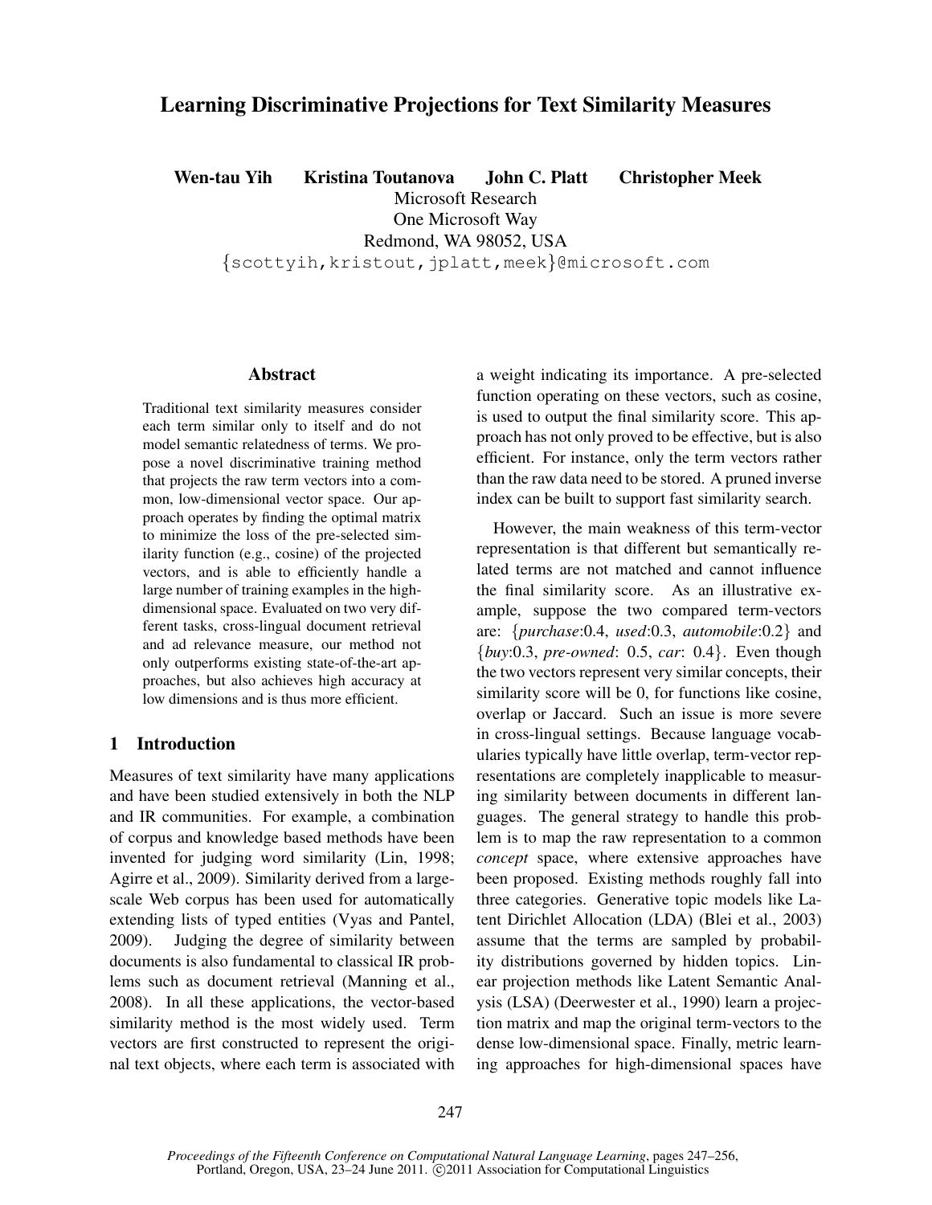# Learning Discriminative Projections for Text Similarity Measures

**Wen-tau Yih Kristina Toutanova John C. Platt Christopher Meek**

Microsoft Research
One Microsoft Way
Redmond, WA 98052, USA
{scottyih,kristout,jplatt,meek}@microsoft.com

## Abstract

Traditional text similarity measures consider each term similar only to itself and do not model semantic relatedness of terms. We propose a novel discriminative training method that projects the raw term vectors into a common, low-dimensional vector space. Our approach operates by finding the optimal matrix to minimize the loss of the pre-selected similarity function (e.g., cosine) of the projected vectors, and is able to efficiently handle a large number of training examples in the high-dimensional space. Evaluated on two very different tasks, cross-lingual document retrieval and ad relevance measure, our method not only outperforms existing state-of-the-art approaches, but also achieves high accuracy at low dimensions and is thus more efficient.

## 1 Introduction

Measures of text similarity have many applications and have been studied extensively in both the NLP and IR communities. For example, a combination of corpus and knowledge based methods have been invented for judging word similarity (Lin, 1998; Agirre et al., 2009). Similarity derived from a large-scale Web corpus has been used for automatically extending lists of typed entities (Vyas and Pantel, 2009). Judging the degree of similarity between documents is also fundamental to classical IR problems such as document retrieval (Manning et al., 2008). In all these applications, the vector-based similarity method is the most widely used. Term vectors are first constructed to represent the original text objects, where each term is associated with a weight indicating its importance. A pre-selected function operating on these vectors, such as cosine, is used to output the final similarity score. This approach has not only proved to be effective, but is also efficient. For instance, only the term vectors rather than the raw data need to be stored. A pruned inverse index can be built to support fast similarity search.

However, the main weakness of this term-vector representation is that different but semantically related terms are not matched and cannot influence the final similarity score. As an illustrative example, suppose the two compared term-vectors are: {*purchase*:0.4, *used*:0.3, *automobile*:0.2} and {*buy*:0.3, *pre-owned*: 0.5, *car*: 0.4}. Even though the two vectors represent very similar concepts, their similarity score will be 0, for functions like cosine, overlap or Jaccard. Such an issue is more severe in cross-lingual settings. Because language vocabularies typically have little overlap, term-vector representations are completely inapplicable to measuring similarity between documents in different languages. The general strategy to handle this problem is to map the raw representation to a common *concept* space, where extensive approaches have been proposed. Existing methods roughly fall into three categories. Generative topic models like Latent Dirichlet Allocation (LDA) (Blei et al., 2003) assume that the terms are sampled by probability distributions governed by hidden topics. Linear projection methods like Latent Semantic Analysis (LSA) (Deerwester et al., 1990) learn a projection matrix and map the original term-vectors to the dense low-dimensional space. Finally, metric learning approaches for high-dimensional spaces have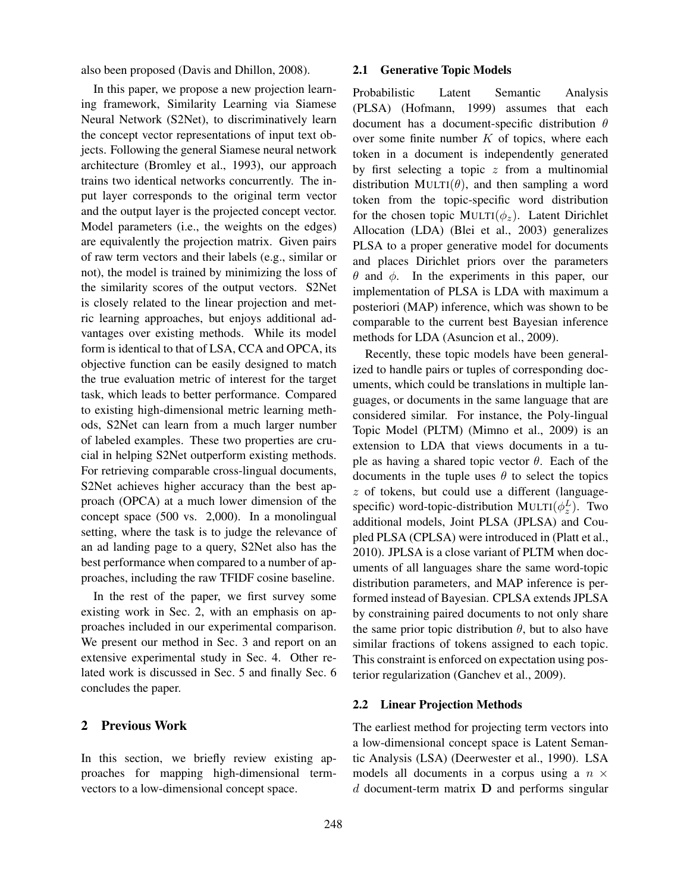also been proposed (Davis and Dhillon, 2008).

In this paper, we propose a new projection learning framework, Similarity Learning via Siamese Neural Network (S2Net), to discriminatively learn the concept vector representations of input text objects. Following the general Siamese neural network architecture (Bromley et al., 1993), our approach trains two identical networks concurrently. The input layer corresponds to the original term vector and the output layer is the projected concept vector. Model parameters (i.e., the weights on the edges) are equivalently the projection matrix. Given pairs of raw term vectors and their labels (e.g., similar or not), the model is trained by minimizing the loss of the similarity scores of the output vectors. S2Net is closely related to the linear projection and metric learning approaches, but enjoys additional advantages over existing methods. While its model form is identical to that of LSA, CCA and OPCA, its objective function can be easily designed to match the true evaluation metric of interest for the target task, which leads to better performance. Compared to existing high-dimensional metric learning methods, S2Net can learn from a much larger number of labeled examples. These two properties are crucial in helping S2Net outperform existing methods. For retrieving comparable cross-lingual documents, S2Net achieves higher accuracy than the best approach (OPCA) at a much lower dimension of the concept space (500 vs. 2,000). In a monolingual setting, where the task is to judge the relevance of an ad landing page to a query, S2Net also has the best performance when compared to a number of approaches, including the raw TFIDF cosine baseline.

In the rest of the paper, we first survey some existing work in Sec. 2, with an emphasis on approaches included in our experimental comparison. We present our method in Sec. 3 and report on an extensive experimental study in Sec. 4. Other related work is discussed in Sec. 5 and finally Sec. 6 concludes the paper.

## 2 Previous Work

In this section, we briefly review existing approaches for mapping high-dimensional term-vectors to a low-dimensional concept space.

### 2.1 Generative Topic Models

Probabilistic Latent Semantic Analysis (PLSA) (Hofmann, 1999) assumes that each document has a document-specific distribution $\theta$ over some finite number $K$ of topics, where each token in a document is independently generated by first selecting a topic $z$ from a multinomial distribution $\text{MULTI}(\theta)$, and then sampling a word token from the topic-specific word distribution for the chosen topic $\text{MULTI}(\phi_z)$. Latent Dirichlet Allocation (LDA) (Blei et al., 2003) generalizes PLSA to a proper generative model for documents and places Dirichlet priors over the parameters $\theta$ and $\phi$. In the experiments in this paper, our implementation of PLSA is LDA with maximum a posteriori (MAP) inference, which was shown to be comparable to the current best Bayesian inference methods for LDA (Asuncion et al., 2009).

Recently, these topic models have been generalized to handle pairs or tuples of corresponding documents, which could be translations in multiple languages, or documents in the same language that are considered similar. For instance, the Poly-lingual Topic Model (PLTM) (Mimno et al., 2009) is an extension to LDA that views documents in a tuple as having a shared topic vector $\theta$. Each of the documents in the tuple uses $\theta$ to select the topics $z$ of tokens, but could use a different (language-specific) word-topic-distribution $\text{MULTI}(\phi_z^L)$. Two additional models, Joint PLSA (JPLSA) and Coupled PLSA (CPLSA) were introduced in (Platt et al., 2010). JPLSA is a close variant of PLTM when documents of all languages share the same word-topic distribution parameters, and MAP inference is performed instead of Bayesian. CPLSA extends JPLSA by constraining paired documents to not only share the same prior topic distribution $\theta$, but to also have similar fractions of tokens assigned to each topic. This constraint is enforced on expectation using posterior regularization (Ganchev et al., 2009).

### 2.2 Linear Projection Methods

The earliest method for projecting term vectors into a low-dimensional concept space is Latent Semantic Analysis (LSA) (Deerwester et al., 1990). LSA models all documents in a corpus using a $n \times d$ document-term matrix $\mathbf{D}$ and performs singular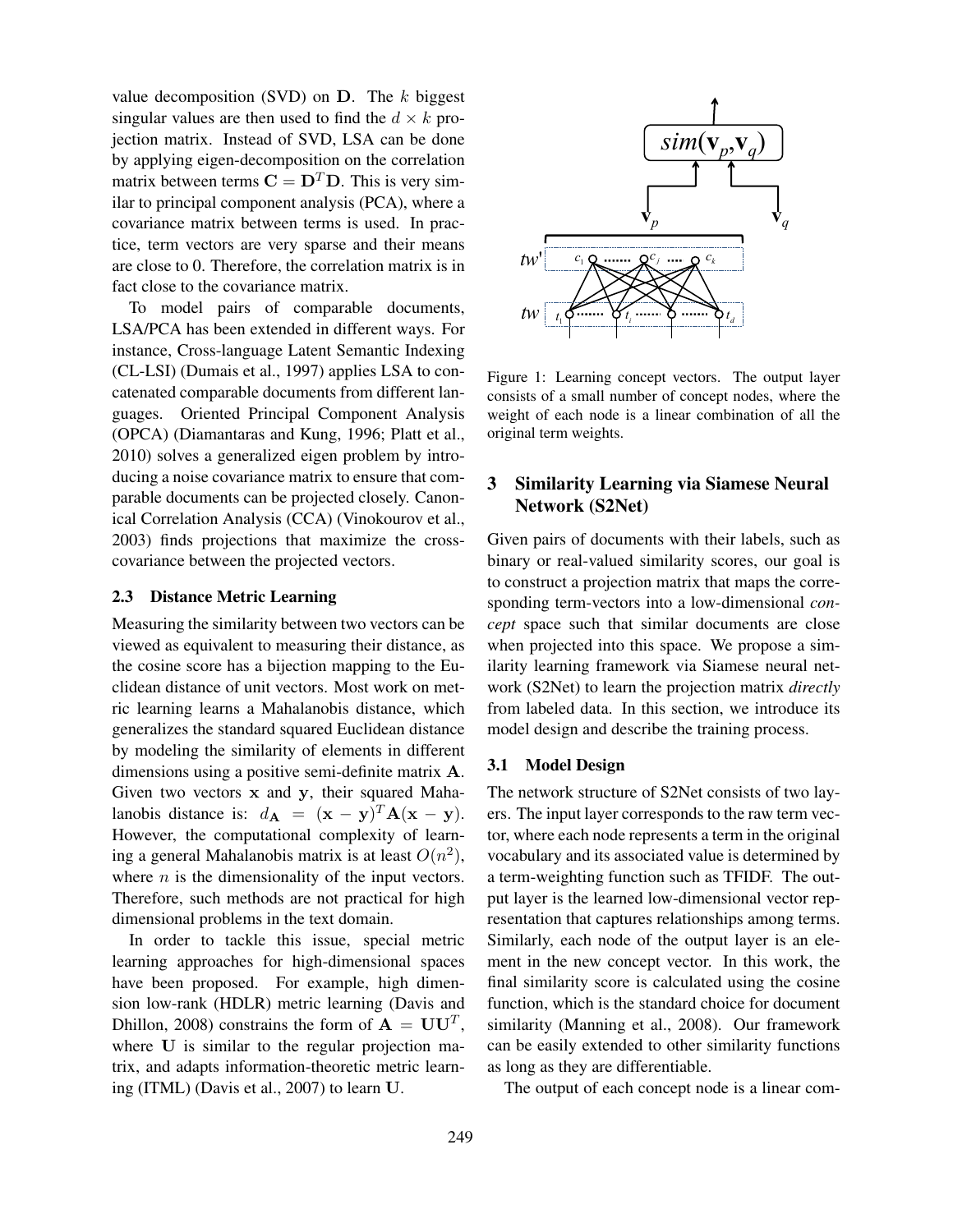value decomposition (SVD) on $\mathbf{D}$. The $k$ biggest singular values are then used to find the $d \times k$ projection matrix. Instead of SVD, LSA can be done by applying eigen-decomposition on the correlation matrix between terms $\mathbf{C} = \mathbf{D}^T\mathbf{D}$. This is very similar to principal component analysis (PCA), where a covariance matrix between terms is used. In practice, term vectors are very sparse and their means are close to 0. Therefore, the correlation matrix is in fact close to the covariance matrix.

To model pairs of comparable documents, LSA/PCA has been extended in different ways. For instance, Cross-language Latent Semantic Indexing (CL-LSI) (Dumais et al., 1997) applies LSA to concatenated comparable documents from different languages. Oriented Principal Component Analysis (OPCA) (Diamantaras and Kung, 1996; Platt et al., 2010) solves a generalized eigen problem by introducing a noise covariance matrix to ensure that comparable documents can be projected closely. Canonical Correlation Analysis (CCA) (Vinokourov et al., 2003) finds projections that maximize the cross-covariance between the projected vectors.

### 2.3 Distance Metric Learning

Measuring the similarity between two vectors can be viewed as equivalent to measuring their distance, as the cosine score has a bijection mapping to the Euclidean distance of unit vectors. Most work on metric learning learns a Mahalanobis distance, which generalizes the standard squared Euclidean distance by modeling the similarity of elements in different dimensions using a positive semi-definite matrix $\mathbf{A}$. Given two vectors $\mathbf{x}$ and $\mathbf{y}$, their squared Mahalanobis distance is: $d_{\mathbf{A}} = (\mathbf{x} - \mathbf{y})^T\mathbf{A}(\mathbf{x} - \mathbf{y})$. However, the computational complexity of learning a general Mahalanobis matrix is at least $O(n^2)$, where $n$ is the dimensionality of the input vectors. Therefore, such methods are not practical for high dimensional problems in the text domain.

In order to tackle this issue, special metric learning approaches for high-dimensional spaces have been proposed. For example, high dimension low-rank (HDLR) metric learning (Davis and Dhillon, 2008) constrains the form of $\mathbf{A} = \mathbf{U}\mathbf{U}^T$, where $\mathbf{U}$ is similar to the regular projection matrix, and adapts information-theoretic metric learning (ITML) (Davis et al., 2007) to learn $\mathbf{U}$.

Figure 1: Learning concept vectors. The output layer consists of a small number of concept nodes, where the weight of each node is a linear combination of all the original term weights.

## 3 Similarity Learning via Siamese Neural Network (S2Net)

Given pairs of documents with their labels, such as binary or real-valued similarity scores, our goal is to construct a projection matrix that maps the corresponding term-vectors into a low-dimensional *concept* space such that similar documents are close when projected into this space. We propose a similarity learning framework via Siamese neural network (S2Net) to learn the projection matrix *directly* from labeled data. In this section, we introduce its model design and describe the training process.

### 3.1 Model Design

The network structure of S2Net consists of two layers. The input layer corresponds to the raw term vector, where each node represents a term in the original vocabulary and its associated value is determined by a term-weighting function such as TFIDF. The output layer is the learned low-dimensional vector representation that captures relationships among terms. Similarly, each node of the output layer is an element in the new concept vector. In this work, the final similarity score is calculated using the cosine function, which is the standard choice for document similarity (Manning et al., 2008). Our framework can be easily extended to other similarity functions as long as they are differentiable.

The output of each concept node is a linear com-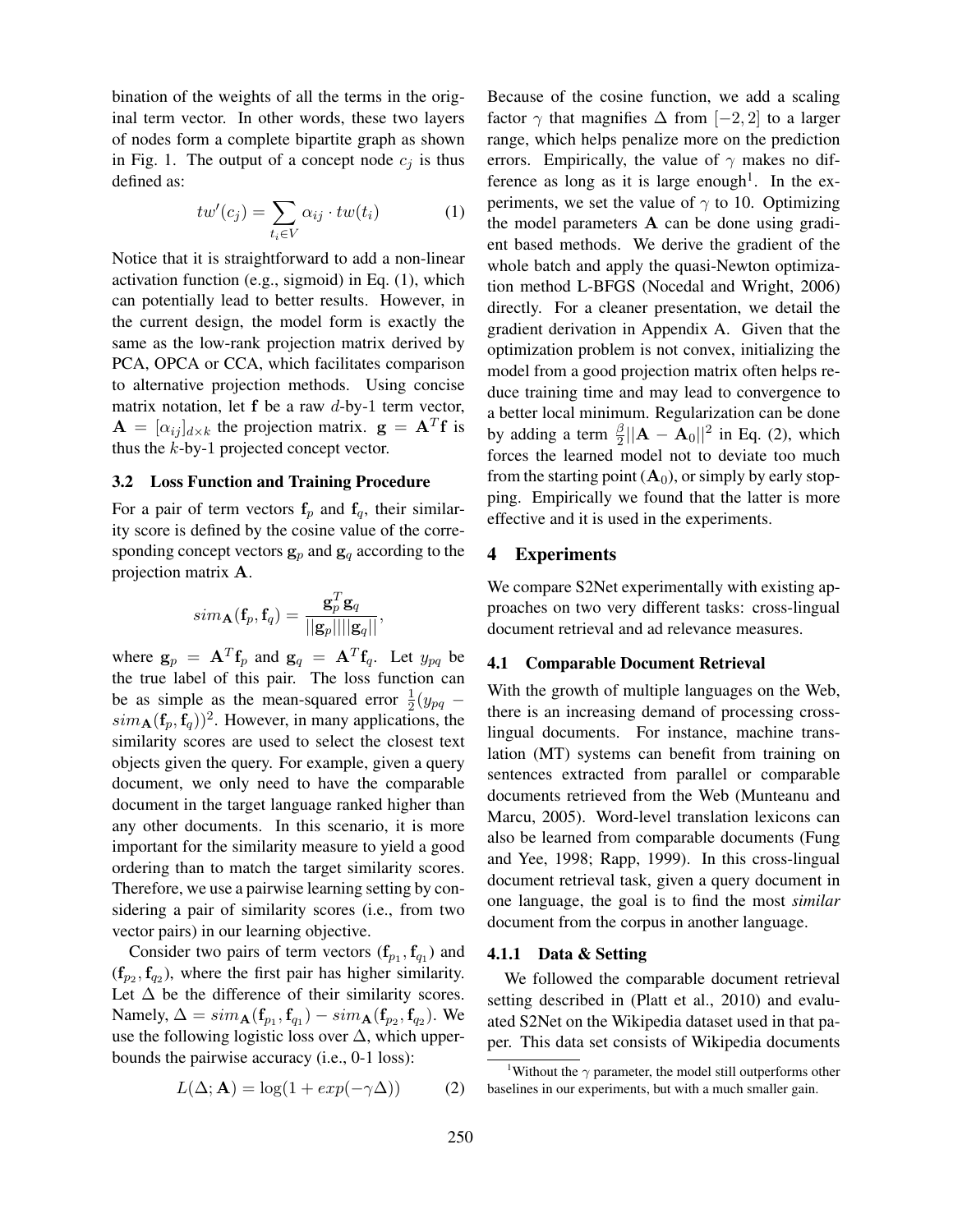bination of the weights of all the terms in the original term vector. In other words, these two layers of nodes form a complete bipartite graph as shown in Fig. 1. The output of a concept node $c_j$ is thus defined as:

$$tw'(c_j) = \sum_{t_i \in V} \alpha_{ij} \cdot tw(t_i) \quad (1)$$

Notice that it is straightforward to add a non-linear activation function (e.g., sigmoid) in Eq. (1), which can potentially lead to better results. However, in the current design, the model form is exactly the same as the low-rank projection matrix derived by PCA, OPCA or CCA, which facilitates comparison to alternative projection methods. Using concise matrix notation, let $\mathbf{f}$ be a raw $d$-by-1 term vector, $\mathbf{A} = [\alpha_{ij}]_{d \times k}$ the projection matrix. $\mathbf{g} = \mathbf{A}^T\mathbf{f}$ is thus the $k$-by-1 projected concept vector.

### 3.2 Loss Function and Training Procedure

For a pair of term vectors $\mathbf{f}_p$ and $\mathbf{f}_q$, their similarity score is defined by the cosine value of the corresponding concept vectors $\mathbf{g}_p$ and $\mathbf{g}_q$ according to the projection matrix $\mathbf{A}$.

$$sim_{\mathbf{A}}(\mathbf{f}_p, \mathbf{f}_q) = \frac{\mathbf{g}_p^T \mathbf{g}_q}{||\mathbf{g}_p|| ||\mathbf{g}_q||},$$

where $\mathbf{g}_p = \mathbf{A}^T\mathbf{f}_p$ and $\mathbf{g}_q = \mathbf{A}^T\mathbf{f}_q$. Let $y_{pq}$ be the true label of this pair. The loss function can be as simple as the mean-squared error $\frac{1}{2}(y_{pq} - sim_{\mathbf{A}}(\mathbf{f}_p, \mathbf{f}_q))^2$. However, in many applications, the similarity scores are used to select the closest text objects given the query. For example, given a query document, we only need to have the comparable document in the target language ranked higher than any other documents. In this scenario, it is more important for the similarity measure to yield a good ordering than to match the target similarity scores. Therefore, we use a pairwise learning setting by considering a pair of similarity scores (i.e., from two vector pairs) in our learning objective.

Consider two pairs of term vectors $(\mathbf{f}_{p_1}, \mathbf{f}_{q_1})$ and $(\mathbf{f}_{p_2}, \mathbf{f}_{q_2})$, where the first pair has higher similarity. Let $\Delta$ be the difference of their similarity scores. Namely, $\Delta = sim_{\mathbf{A}}(\mathbf{f}_{p_1}, \mathbf{f}_{q_1}) - sim_{\mathbf{A}}(\mathbf{f}_{p_2}, \mathbf{f}_{q_2})$. We use the following logistic loss over $\Delta$, which upper-bounds the pairwise accuracy (i.e., 0-1 loss):

$$L(\Delta; \mathbf{A}) = \log(1 + exp(-\gamma\Delta)) \quad (2)$$

Because of the cosine function, we add a scaling factor $\gamma$ that magnifies $\Delta$ from $[-2, 2]$ to a larger range, which helps penalize more on the prediction errors. Empirically, the value of $\gamma$ makes no difference as long as it is large enough[1]. In the experiments, we set the value of $\gamma$ to 10. Optimizing the model parameters $\mathbf{A}$ can be done using gradient based methods. We derive the gradient of the whole batch and apply the quasi-Newton optimization method L-BFGS (Nocedal and Wright, 2006) directly. For a cleaner presentation, we detail the gradient derivation in Appendix A. Given that the optimization problem is not convex, initializing the model from a good projection matrix often helps reduce training time and may lead to convergence to a better local minimum. Regularization can be done by adding a term $\frac{\beta}{2}||\mathbf{A} - \mathbf{A}_0||^2$ in Eq. (2), which forces the learned model not to deviate too much from the starting point ($\mathbf{A}_0$), or simply by early stopping. Empirically we found that the latter is more effective and it is used in the experiments.

## 4 Experiments

We compare S2Net experimentally with existing approaches on two very different tasks: cross-lingual document retrieval and ad relevance measures.

### 4.1 Comparable Document Retrieval

With the growth of multiple languages on the Web, there is an increasing demand of processing cross-lingual documents. For instance, machine translation (MT) systems can benefit from training on sentences extracted from parallel or comparable documents retrieved from the Web (Munteanu and Marcu, 2005). Word-level translation lexicons can also be learned from comparable documents (Fung and Yee, 1998; Rapp, 1999). In this cross-lingual document retrieval task, given a query document in one language, the goal is to find the most *similar* document from the corpus in another language.

#### 4.1.1 Data & Setting

We followed the comparable document retrieval setting described in (Platt et al., 2010) and evaluated S2Net on the Wikipedia dataset used in that paper. This data set consists of Wikipedia documents

[1]Without the $\gamma$ parameter, the model still outperforms other baselines in our experiments, but with a much smaller gain.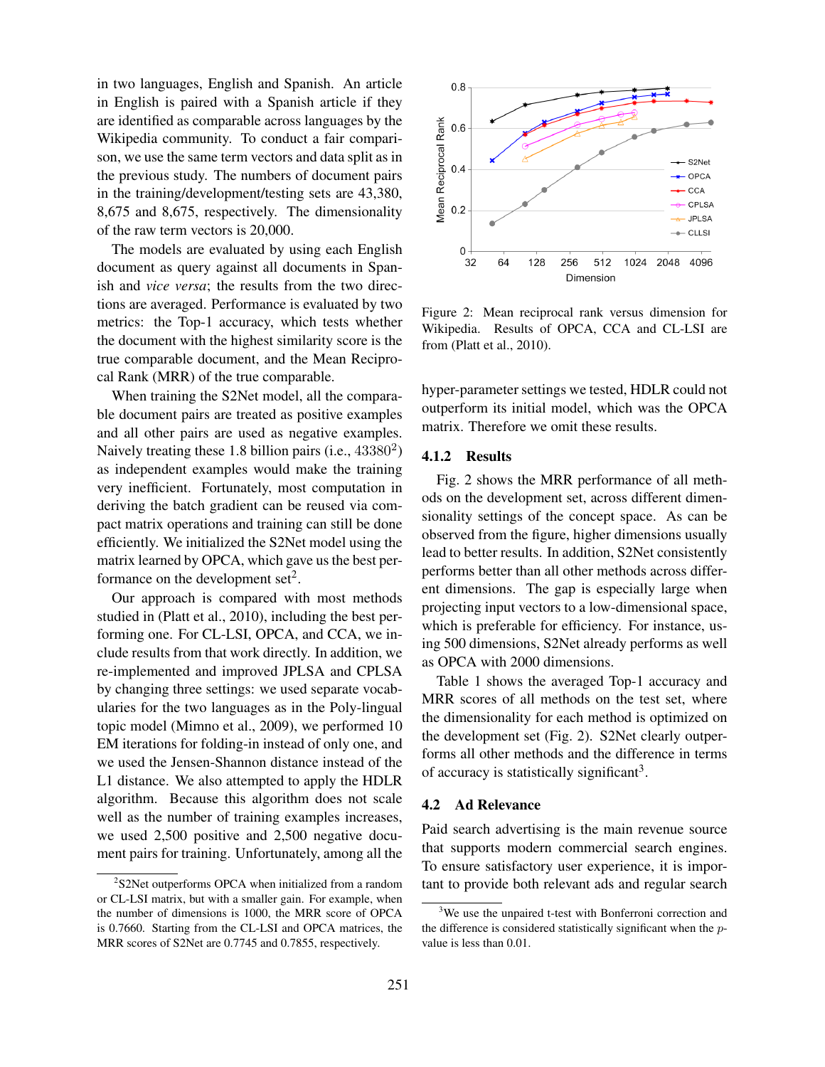in two languages, English and Spanish. An article in English is paired with a Spanish article if they are identified as comparable across languages by the Wikipedia community. To conduct a fair comparison, we use the same term vectors and data split as in the previous study. The numbers of document pairs in the training/development/testing sets are 43,380, 8,675 and 8,675, respectively. The dimensionality of the raw term vectors is 20,000.

The models are evaluated by using each English document as query against all documents in Spanish and *vice versa*; the results from the two directions are averaged. Performance is evaluated by two metrics: the Top-1 accuracy, which tests whether the document with the highest similarity score is the true comparable document, and the Mean Reciprocal Rank (MRR) of the true comparable.

When training the S2Net model, all the comparable document pairs are treated as positive examples and all other pairs are used as negative examples. Naively treating these 1.8 billion pairs (i.e., $43380^2$) as independent examples would make the training very inefficient. Fortunately, most computation in deriving the batch gradient can be reused via compact matrix operations and training can still be done efficiently. We initialized the S2Net model using the matrix learned by OPCA, which gave us the best performance on the development set[2].

Our approach is compared with most methods studied in (Platt et al., 2010), including the best performing one. For CL-LSI, OPCA, and CCA, we include results from that work directly. In addition, we re-implemented and improved JPLSA and CPLSA by changing three settings: we used separate vocabularies for the two languages as in the Poly-lingual topic model (Mimno et al., 2009), we performed 10 EM iterations for folding-in instead of only one, and we used the Jensen-Shannon distance instead of the L1 distance. We also attempted to apply the HDLR algorithm. Because this algorithm does not scale well as the number of training examples increases, we used 2,500 positive and 2,500 negative document pairs for training. Unfortunately, among all the hyper-parameter settings we tested, HDLR could not outperform its initial model, which was the OPCA matrix. Therefore we omit these results.

[2] S2Net outperforms OPCA when initialized from a random or CL-LSI matrix, but with a smaller gain. For example, when the number of dimensions is 1000, the MRR score of OPCA is 0.7660. Starting from the CL-LSI and OPCA matrices, the MRR scores of S2Net are 0.7745 and 0.7855, respectively.

Figure 2: Mean reciprocal rank versus dimension for Wikipedia. Results of OPCA, CCA and CL-LSI are from (Platt et al., 2010).

### 4.1.2 Results

Fig. 2 shows the MRR performance of all methods on the development set, across different dimensionality settings of the concept space. As can be observed from the figure, higher dimensions usually lead to better results. In addition, S2Net consistently performs better than all other methods across different dimensions. The gap is especially large when projecting input vectors to a low-dimensional space, which is preferable for efficiency. For instance, using 500 dimensions, S2Net already performs as well as OPCA with 2000 dimensions.

Table 1 shows the averaged Top-1 accuracy and MRR scores of all methods on the test set, where the dimensionality for each method is optimized on the development set (Fig. 2). S2Net clearly outperforms all other methods and the difference in terms of accuracy is statistically significant[3].

## 4.2 Ad Relevance

Paid search advertising is the main revenue source that supports modern commercial search engines. To ensure satisfactory user experience, it is important to provide both relevant ads and regular search

[3] We use the unpaired t-test with Bonferroni correction and the difference is considered statistically significant when the $p$-value is less than 0.01.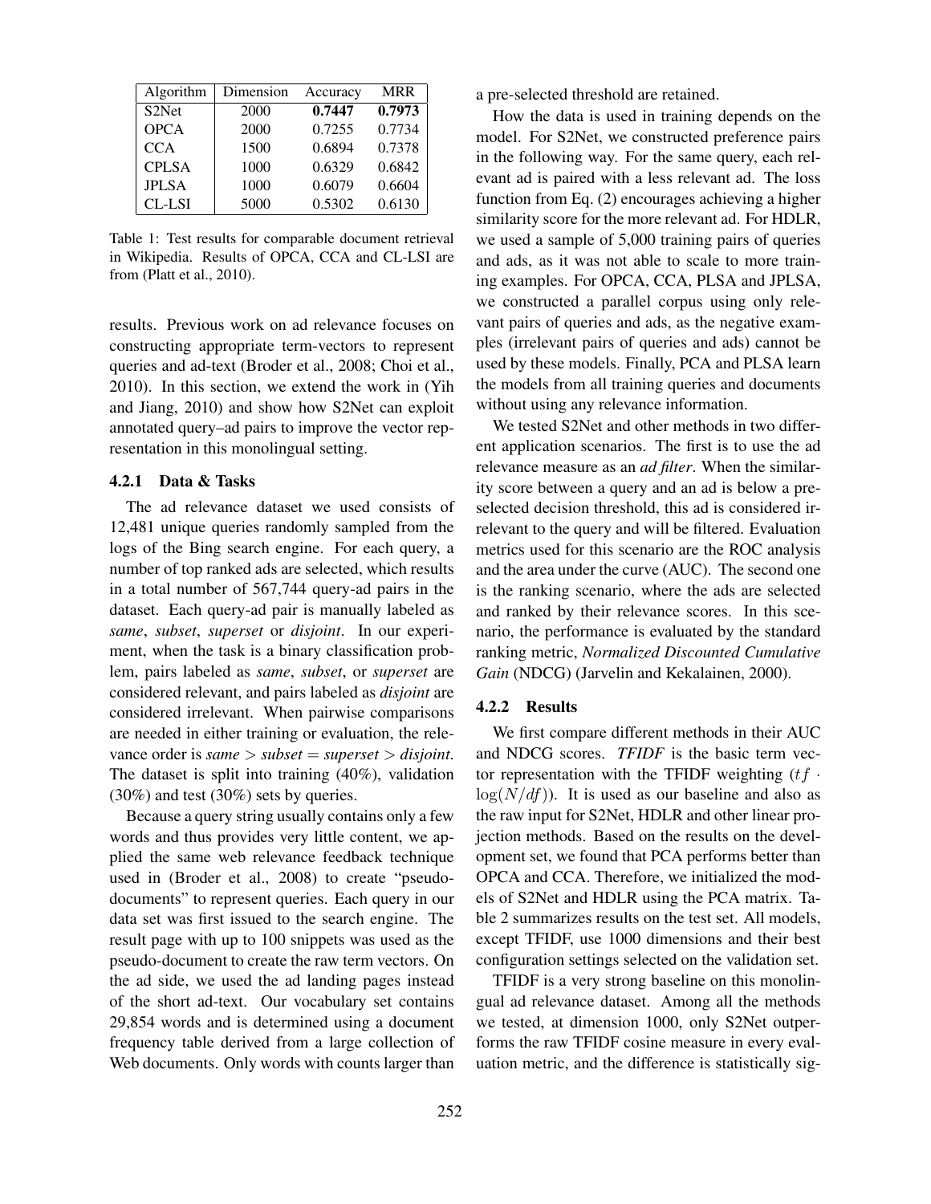| Algorithm | Dimension | Accuracy | MRR |
|---|---|---|---|
| S2Net | 2000 | **0.7447** | **0.7973** |
| OPCA | 2000 | 0.7255 | 0.7734 |
| CCA | 1500 | 0.6894 | 0.7378 |
| CPLSA | 1000 | 0.6329 | 0.6842 |
| JPLSA | 1000 | 0.6079 | 0.6604 |
| CL-LSI | 5000 | 0.5302 | 0.6130 |

Table 1: Test results for comparable document retrieval in Wikipedia. Results of OPCA, CCA and CL-LSI are from (Platt et al., 2010).

results. Previous work on ad relevance focuses on constructing appropriate term-vectors to represent queries and ad-text (Broder et al., 2008; Choi et al., 2010). In this section, we extend the work in (Yih and Jiang, 2010) and show how S2Net can exploit annotated query–ad pairs to improve the vector representation in this monolingual setting.

#### 4.2.1 Data & Tasks

The ad relevance dataset we used consists of 12,481 unique queries randomly sampled from the logs of the Bing search engine. For each query, a number of top ranked ads are selected, which results in a total number of 567,744 query-ad pairs in the dataset. Each query-ad pair is manually labeled as *same*, *subset*, *superset* or *disjoint*. In our experiment, when the task is a binary classification problem, pairs labeled as *same*, *subset*, or *superset* are considered relevant, and pairs labeled as *disjoint* are considered irrelevant. When pairwise comparisons are needed in either training or evaluation, the relevance order is *same* > *subset* = *superset* > *disjoint*. The dataset is split into training (40%), validation (30%) and test (30%) sets by queries.

Because a query string usually contains only a few words and thus provides very little content, we applied the same web relevance feedback technique used in (Broder et al., 2008) to create "pseudo-documents" to represent queries. Each query in our data set was first issued to the search engine. The result page with up to 100 snippets was used as the pseudo-document to create the raw term vectors. On the ad side, we used the ad landing pages instead of the short ad-text. Our vocabulary set contains 29,854 words and is determined using a document frequency table derived from a large collection of Web documents. Only words with counts larger than a pre-selected threshold are retained.

How the data is used in training depends on the model. For S2Net, we constructed preference pairs in the following way. For the same query, each relevant ad is paired with a less relevant ad. The loss function from Eq. (2) encourages achieving a higher similarity score for the more relevant ad. For HDLR, we used a sample of 5,000 training pairs of queries and ads, as it was not able to scale to more training examples. For OPCA, CCA, PLSA and JPLSA, we constructed a parallel corpus using only relevant pairs of queries and ads, as the negative examples (irrelevant pairs of queries and ads) cannot be used by these models. Finally, PCA and PLSA learn the models from all training queries and documents without using any relevance information.

We tested S2Net and other methods in two different application scenarios. The first is to use the ad relevance measure as an *ad filter*. When the similarity score between a query and an ad is below a pre-selected decision threshold, this ad is considered irrelevant to the query and will be filtered. Evaluation metrics used for this scenario are the ROC analysis and the area under the curve (AUC). The second one is the ranking scenario, where the ads are selected and ranked by their relevance scores. In this scenario, the performance is evaluated by the standard ranking metric, *Normalized Discounted Cumulative Gain* (NDCG) (Jarvelin and Kekalainen, 2000).

#### 4.2.2 Results

We first compare different methods in their AUC and NDCG scores. *TFIDF* is the basic term vector representation with the TFIDF weighting ($tf \cdot \log(N/df)$). It is used as our baseline and also as the raw input for S2Net, HDLR and other linear projection methods. Based on the results on the development set, we found that PCA performs better than OPCA and CCA. Therefore, we initialized the models of S2Net and HDLR using the PCA matrix. Table 2 summarizes results on the test set. All models, except TFIDF, use 1000 dimensions and their best configuration settings selected on the validation set.

TFIDF is a very strong baseline on this monolingual ad relevance dataset. Among all the methods we tested, at dimension 1000, only S2Net outperforms the raw TFIDF cosine measure in every evaluation metric, and the difference is statistically sig-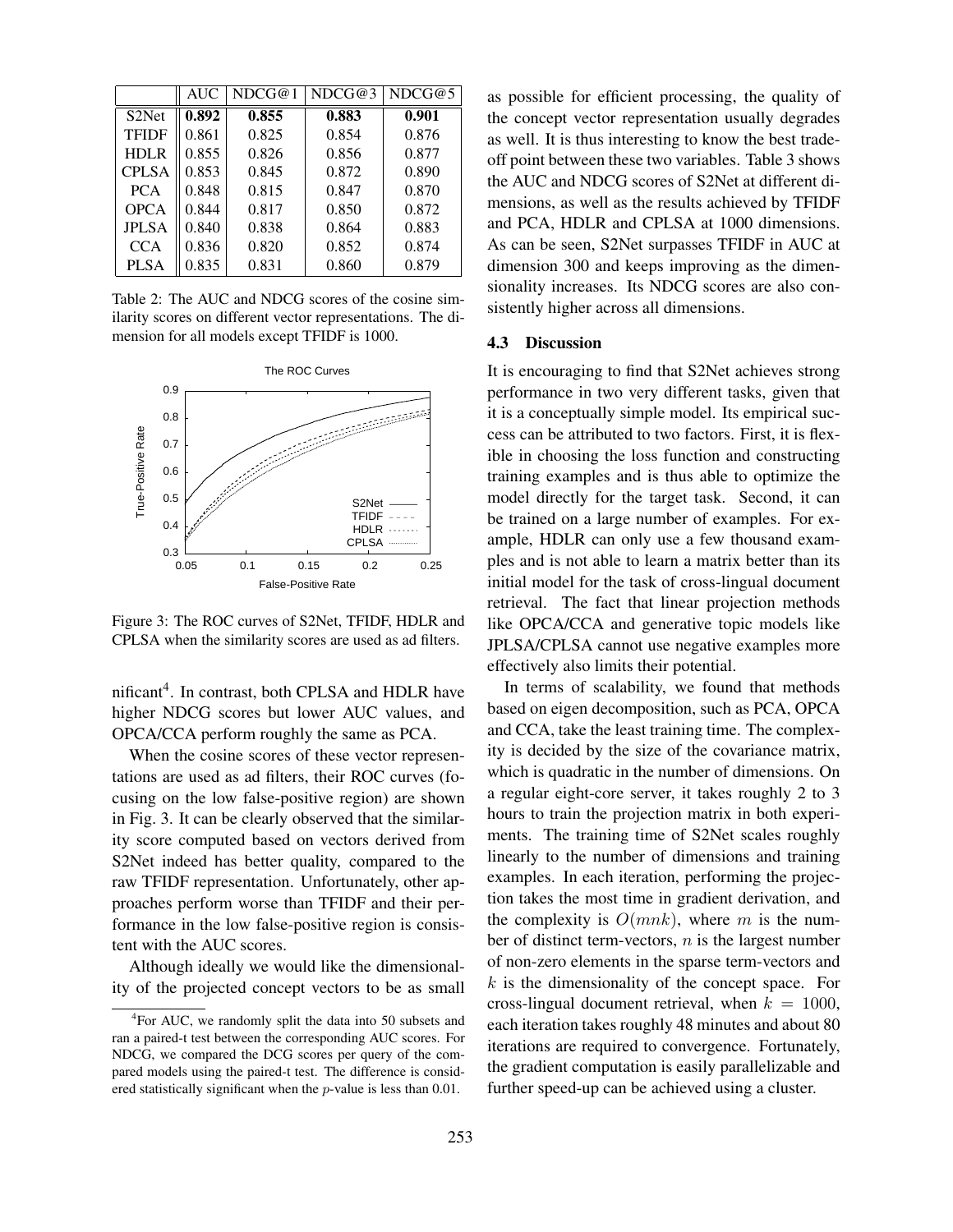|  | AUC | NDCG@1 | NDCG@3 | NDCG@5 |
|---|---|---|---|---|
| S2Net | **0.892** | **0.855** | **0.883** | **0.901** |
| TFIDF | 0.861 | 0.825 | 0.854 | 0.876 |
| HDLR | 0.855 | 0.826 | 0.856 | 0.877 |
| CPLSA | 0.853 | 0.845 | 0.872 | 0.890 |
| PCA | 0.848 | 0.815 | 0.847 | 0.870 |
| OPCA | 0.844 | 0.817 | 0.850 | 0.872 |
| JPLSA | 0.840 | 0.838 | 0.864 | 0.883 |
| CCA | 0.836 | 0.820 | 0.852 | 0.874 |
| PLSA | 0.835 | 0.831 | 0.860 | 0.879 |

Table 2: The AUC and NDCG scores of the cosine similarity scores on different vector representations. The dimension for all models except TFIDF is 1000.

Figure 3: The ROC curves of S2Net, TFIDF, HDLR and CPLSA when the similarity scores are used as ad filters.

nificant[4]. In contrast, both CPLSA and HDLR have higher NDCG scores but lower AUC values, and OPCA/CCA perform roughly the same as PCA.

When the cosine scores of these vector representations are used as ad filters, their ROC curves (focusing on the low false-positive region) are shown in Fig. 3. It can be clearly observed that the similarity score computed based on vectors derived from S2Net indeed has better quality, compared to the raw TFIDF representation. Unfortunately, other approaches perform worse than TFIDF and their performance in the low false-positive region is consistent with the AUC scores.

Although ideally we would like the dimensionality of the projected concept vectors to be as small as possible for efficient processing, the quality of the concept vector representation usually degrades as well. It is thus interesting to know the best tradeoff point between these two variables. Table 3 shows the AUC and NDCG scores of S2Net at different dimensions, as well as the results achieved by TFIDF and PCA, HDLR and CPLSA at 1000 dimensions. As can be seen, S2Net surpasses TFIDF in AUC at dimension 300 and keeps improving as the dimensionality increases. Its NDCG scores are also consistently higher across all dimensions.

### 4.3 Discussion

It is encouraging to find that S2Net achieves strong performance in two very different tasks, given that it is a conceptually simple model. Its empirical success can be attributed to two factors. First, it is flexible in choosing the loss function and constructing training examples and is thus able to optimize the model directly for the target task. Second, it can be trained on a large number of examples. For example, HDLR can only use a few thousand examples and is not able to learn a matrix better than its initial model for the task of cross-lingual document retrieval. The fact that linear projection methods like OPCA/CCA and generative topic models like JPLSA/CPLSA cannot use negative examples more effectively also limits their potential.

In terms of scalability, we found that methods based on eigen decomposition, such as PCA, OPCA and CCA, take the least training time. The complexity is decided by the size of the covariance matrix, which is quadratic in the number of dimensions. On a regular eight-core server, it takes roughly 2 to 3 hours to train the projection matrix in both experiments. The training time of S2Net scales roughly linearly to the number of dimensions and training examples. In each iteration, performing the projection takes the most time in gradient derivation, and the complexity is $O(mnk)$, where $m$ is the number of distinct term-vectors, $n$ is the largest number of non-zero elements in the sparse term-vectors and $k$ is the dimensionality of the concept space. For cross-lingual document retrieval, when $k = 1000$, each iteration takes roughly 48 minutes and about 80 iterations are required to convergence. Fortunately, the gradient computation is easily parallelizable and further speed-up can be achieved using a cluster.

[4] For AUC, we randomly split the data into 50 subsets and ran a paired-t test between the corresponding AUC scores. For NDCG, we compared the DCG scores per query of the compared models using the paired-t test. The difference is considered statistically significant when the $p$-value is less than 0.01.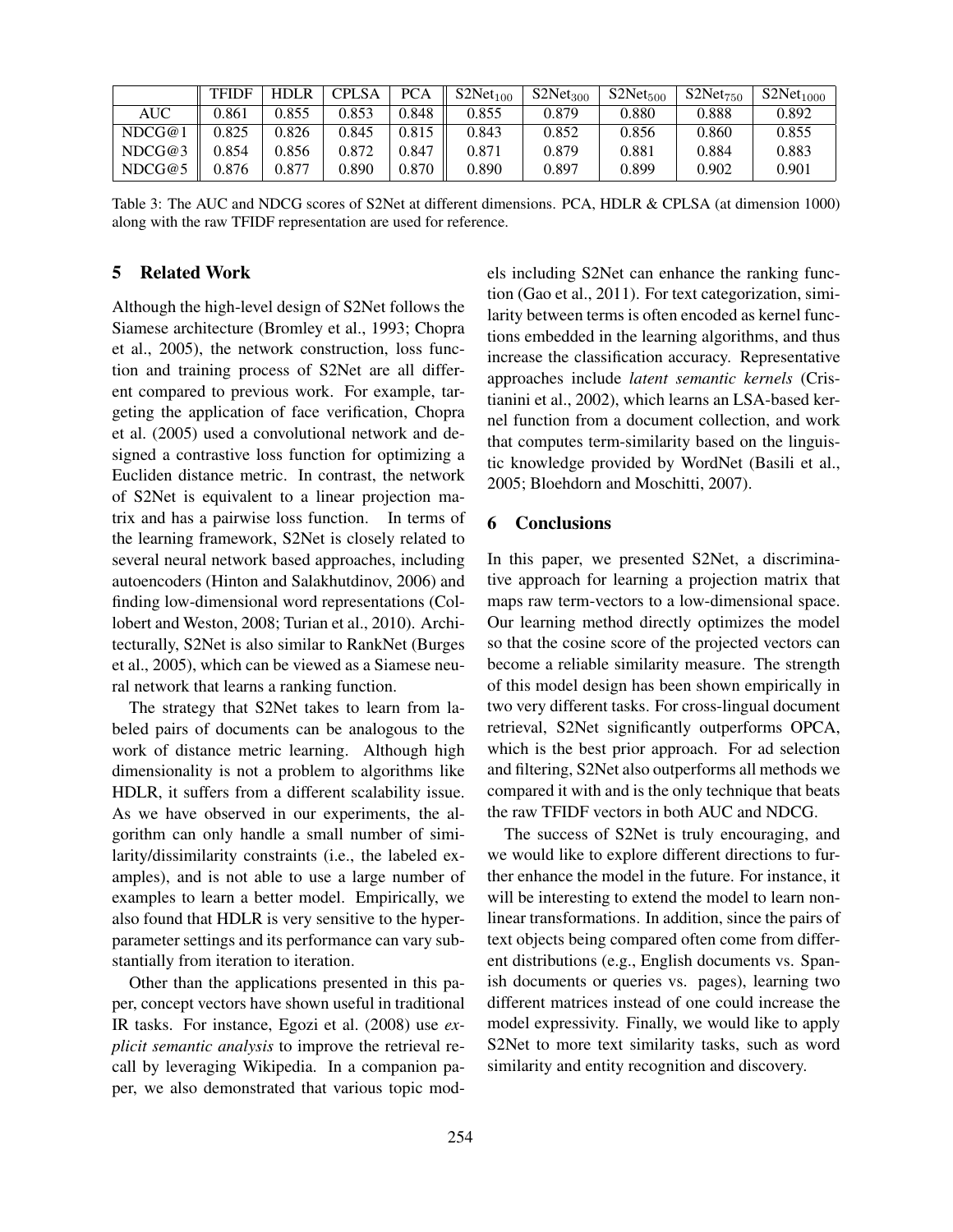|  | TFIDF | HDLR | CPLSA | PCA | $\text{S2Net}_{100}$ | $\text{S2Net}_{300}$ | $\text{S2Net}_{500}$ | $\text{S2Net}_{750}$ | $\text{S2Net}_{1000}$ |
|---|---|---|---|---|---|---|---|---|---|
| AUC | 0.861 | 0.855 | 0.853 | 0.848 | 0.855 | 0.879 | 0.880 | 0.888 | 0.892 |
| NDCG@1 | 0.825 | 0.826 | 0.845 | 0.815 | 0.843 | 0.852 | 0.856 | 0.860 | 0.855 |
| NDCG@3 | 0.854 | 0.856 | 0.872 | 0.847 | 0.871 | 0.879 | 0.881 | 0.884 | 0.883 |
| NDCG@5 | 0.876 | 0.877 | 0.890 | 0.870 | 0.890 | 0.897 | 0.899 | 0.902 | 0.901 |

Table 3: The AUC and NDCG scores of S2Net at different dimensions. PCA, HDLR & CPLSA (at dimension 1000) along with the raw TFIDF representation are used for reference.

## 5 Related Work

Although the high-level design of S2Net follows the Siamese architecture (Bromley et al., 1993; Chopra et al., 2005), the network construction, loss function and training process of S2Net are all different compared to previous work. For example, targeting the application of face verification, Chopra et al. (2005) used a convolutional network and designed a contrastive loss function for optimizing a Eucliden distance metric. In contrast, the network of S2Net is equivalent to a linear projection matrix and has a pairwise loss function. In terms of the learning framework, S2Net is closely related to several neural network based approaches, including autoencoders (Hinton and Salakhutdinov, 2006) and finding low-dimensional word representations (Collobert and Weston, 2008; Turian et al., 2010). Architecturally, S2Net is also similar to RankNet (Burges et al., 2005), which can be viewed as a Siamese neural network that learns a ranking function.

The strategy that S2Net takes to learn from labeled pairs of documents can be analogous to the work of distance metric learning. Although high dimensionality is not a problem to algorithms like HDLR, it suffers from a different scalability issue. As we have observed in our experiments, the algorithm can only handle a small number of similarity/dissimilarity constraints (i.e., the labeled examples), and is not able to use a large number of examples to learn a better model. Empirically, we also found that HDLR is very sensitive to the hyperparameter settings and its performance can vary substantially from iteration to iteration.

Other than the applications presented in this paper, concept vectors have shown useful in traditional IR tasks. For instance, Egozi et al. (2008) use *explicit semantic analysis* to improve the retrieval recall by leveraging Wikipedia. In a companion paper, we also demonstrated that various topic models including S2Net can enhance the ranking function (Gao et al., 2011). For text categorization, similarity between terms is often encoded as kernel functions embedded in the learning algorithms, and thus increase the classification accuracy. Representative approaches include *latent semantic kernels* (Cristianini et al., 2002), which learns an LSA-based kernel function from a document collection, and work that computes term-similarity based on the linguistic knowledge provided by WordNet (Basili et al., 2005; Bloehdorn and Moschitti, 2007).

## 6 Conclusions

In this paper, we presented S2Net, a discriminative approach for learning a projection matrix that maps raw term-vectors to a low-dimensional space. Our learning method directly optimizes the model so that the cosine score of the projected vectors can become a reliable similarity measure. The strength of this model design has been shown empirically in two very different tasks. For cross-lingual document retrieval, S2Net significantly outperforms OPCA, which is the best prior approach. For ad selection and filtering, S2Net also outperforms all methods we compared it with and is the only technique that beats the raw TFIDF vectors in both AUC and NDCG.

The success of S2Net is truly encouraging, and we would like to explore different directions to further enhance the model in the future. For instance, it will be interesting to extend the model to learn nonlinear transformations. In addition, since the pairs of text objects being compared often come from different distributions (e.g., English documents vs. Spanish documents or queries vs. pages), learning two different matrices instead of one could increase the model expressivity. Finally, we would like to apply S2Net to more text similarity tasks, such as word similarity and entity recognition and discovery.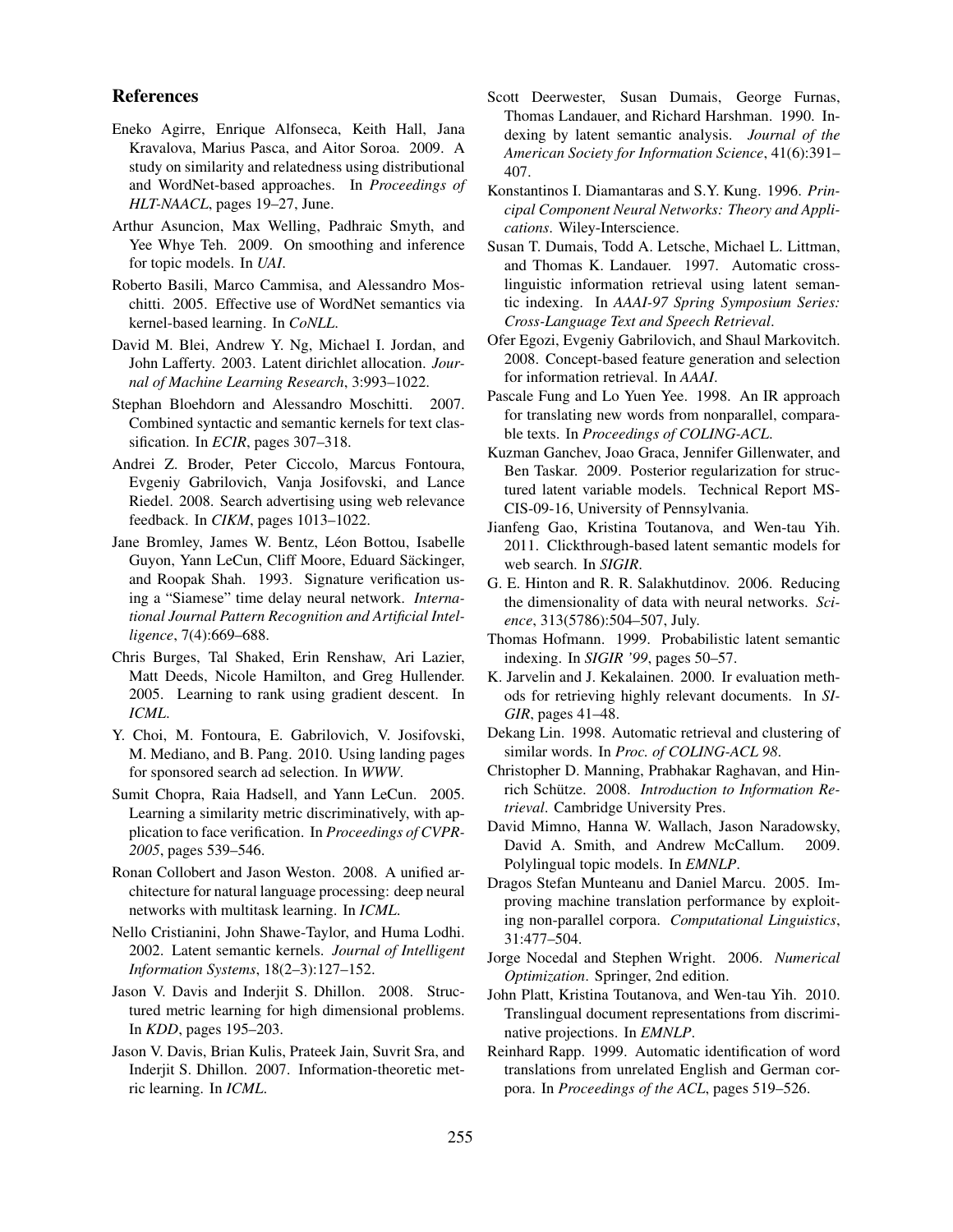## References

Eneko Agirre, Enrique Alfonseca, Keith Hall, Jana Kravalova, Marius Pasca, and Aitor Soroa. 2009. A study on similarity and relatedness using distributional and WordNet-based approaches. In *Proceedings of HLT-NAACL*, pages 19–27, June.

Arthur Asuncion, Max Welling, Padhraic Smyth, and Yee Whye Teh. 2009. On smoothing and inference for topic models. In *UAI*.

Roberto Basili, Marco Cammisa, and Alessandro Moschitti. 2005. Effective use of WordNet semantics via kernel-based learning. In *CoNLL*.

David M. Blei, Andrew Y. Ng, Michael I. Jordan, and John Lafferty. 2003. Latent dirichlet allocation. *Journal of Machine Learning Research*, 3:993–1022.

Stephan Bloehdorn and Alessandro Moschitti. 2007. Combined syntactic and semantic kernels for text classification. In *ECIR*, pages 307–318.

Andrei Z. Broder, Peter Ciccolo, Marcus Fontoura, Evgeniy Gabrilovich, Vanja Josifovski, and Lance Riedel. 2008. Search advertising using web relevance feedback. In *CIKM*, pages 1013–1022.

Jane Bromley, James W. Bentz, Léon Bottou, Isabelle Guyon, Yann LeCun, Cliff Moore, Eduard Säckinger, and Roopak Shah. 1993. Signature verification using a "Siamese" time delay neural network. *International Journal Pattern Recognition and Artificial Intelligence*, 7(4):669–688.

Chris Burges, Tal Shaked, Erin Renshaw, Ari Lazier, Matt Deeds, Nicole Hamilton, and Greg Hullender. 2005. Learning to rank using gradient descent. In *ICML*.

Y. Choi, M. Fontoura, E. Gabrilovich, V. Josifovski, M. Mediano, and B. Pang. 2010. Using landing pages for sponsored search ad selection. In *WWW*.

Sumit Chopra, Raia Hadsell, and Yann LeCun. 2005. Learning a similarity metric discriminatively, with application to face verification. In *Proceedings of CVPR-2005*, pages 539–546.

Ronan Collobert and Jason Weston. 2008. A unified architecture for natural language processing: deep neural networks with multitask learning. In *ICML*.

Nello Cristianini, John Shawe-Taylor, and Huma Lodhi. 2002. Latent semantic kernels. *Journal of Intelligent Information Systems*, 18(2–3):127–152.

Jason V. Davis and Inderjit S. Dhillon. 2008. Structured metric learning for high dimensional problems. In *KDD*, pages 195–203.

Jason V. Davis, Brian Kulis, Prateek Jain, Suvrit Sra, and Inderjit S. Dhillon. 2007. Information-theoretic metric learning. In *ICML*.

Scott Deerwester, Susan Dumais, George Furnas, Thomas Landauer, and Richard Harshman. 1990. Indexing by latent semantic analysis. *Journal of the American Society for Information Science*, 41(6):391–407.

Konstantinos I. Diamantaras and S.Y. Kung. 1996. *Principal Component Neural Networks: Theory and Applications*. Wiley-Interscience.

Susan T. Dumais, Todd A. Letsche, Michael L. Littman, and Thomas K. Landauer. 1997. Automatic cross-linguistic information retrieval using latent semantic indexing. In *AAAI-97 Spring Symposium Series: Cross-Language Text and Speech Retrieval*.

Ofer Egozi, Evgeniy Gabrilovich, and Shaul Markovitch. 2008. Concept-based feature generation and selection for information retrieval. In *AAAI*.

Pascale Fung and Lo Yuen Yee. 1998. An IR approach for translating new words from nonparallel, comparable texts. In *Proceedings of COLING-ACL*.

Kuzman Ganchev, Joao Graca, Jennifer Gillenwater, and Ben Taskar. 2009. Posterior regularization for structured latent variable models. Technical Report MS-CIS-09-16, University of Pennsylvania.

Jianfeng Gao, Kristina Toutanova, and Wen-tau Yih. 2011. Clickthrough-based latent semantic models for web search. In *SIGIR*.

G. E. Hinton and R. R. Salakhutdinov. 2006. Reducing the dimensionality of data with neural networks. *Science*, 313(5786):504–507, July.

Thomas Hofmann. 1999. Probabilistic latent semantic indexing. In *SIGIR '99*, pages 50–57.

K. Jarvelin and J. Kekalainen. 2000. Ir evaluation methods for retrieving highly relevant documents. In *SIGIR*, pages 41–48.

Dekang Lin. 1998. Automatic retrieval and clustering of similar words. In *Proc. of COLING-ACL 98*.

Christopher D. Manning, Prabhakar Raghavan, and Hinrich Schütze. 2008. *Introduction to Information Retrieval*. Cambridge University Pres.

David Mimno, Hanna W. Wallach, Jason Naradowsky, David A. Smith, and Andrew McCallum. 2009. Polylingual topic models. In *EMNLP*.

Dragos Stefan Munteanu and Daniel Marcu. 2005. Improving machine translation performance by exploiting non-parallel corpora. *Computational Linguistics*, 31:477–504.

Jorge Nocedal and Stephen Wright. 2006. *Numerical Optimization*. Springer, 2nd edition.

John Platt, Kristina Toutanova, and Wen-tau Yih. 2010. Translingual document representations from discriminative projections. In *EMNLP*.

Reinhard Rapp. 1999. Automatic identification of word translations from unrelated English and German corpora. In *Proceedings of the ACL*, pages 519–526.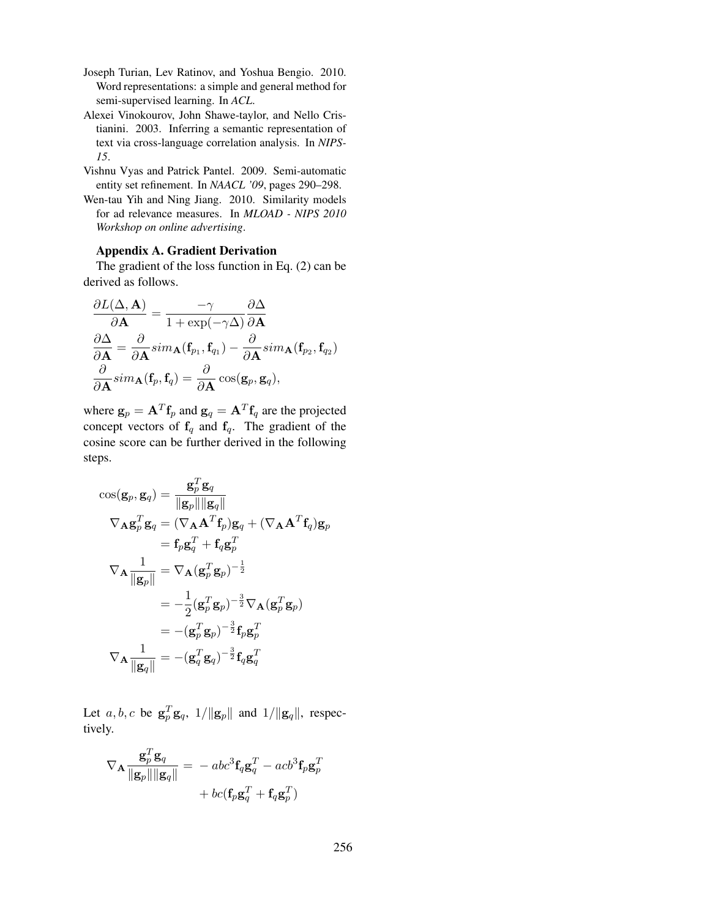Joseph Turian, Lev Ratinov, and Yoshua Bengio. 2010. Word representations: a simple and general method for semi-supervised learning. In *ACL*.

Alexei Vinokourov, John Shawe-taylor, and Nello Cristianini. 2003. Inferring a semantic representation of text via cross-language correlation analysis. In *NIPS-15*.

Vishnu Vyas and Patrick Pantel. 2009. Semi-automatic entity set refinement. In *NAACL '09*, pages 290–298.

Wen-tau Yih and Ning Jiang. 2010. Similarity models for ad relevance measures. In *MLOAD - NIPS 2010 Workshop on online advertising*.

### Appendix A. Gradient Derivation

The gradient of the loss function in Eq. (2) can be derived as follows.

$$
\begin{aligned}
\frac{\partial L(\Delta, \mathbf{A})}{\partial \mathbf{A}} &= \frac{-\gamma}{1 + \exp(-\gamma\Delta)} \frac{\partial \Delta}{\partial \mathbf{A}} \\
\frac{\partial \Delta}{\partial \mathbf{A}} &= \frac{\partial}{\partial \mathbf{A}} sim_{\mathbf{A}}(\mathbf{f}_{p_1}, \mathbf{f}_{q_1}) - \frac{\partial}{\partial \mathbf{A}} sim_{\mathbf{A}}(\mathbf{f}_{p_2}, \mathbf{f}_{q_2}) \\
\frac{\partial}{\partial \mathbf{A}} sim_{\mathbf{A}}(\mathbf{f}_p, \mathbf{f}_q) &= \frac{\partial}{\partial \mathbf{A}} \cos(\mathbf{g}_p, \mathbf{g}_q),
\end{aligned}
$$

where $\mathbf{g}_p = \mathbf{A}^T \mathbf{f}_p$ and $\mathbf{g}_q = \mathbf{A}^T \mathbf{f}_q$ are the projected concept vectors of $\mathbf{f}_q$ and $\mathbf{f}_q$. The gradient of the cosine score can be further derived in the following steps.

$$
\begin{aligned}
\cos(\mathbf{g}_p, \mathbf{g}_q) &= \frac{\mathbf{g}_p^T \mathbf{g}_q}{\|\mathbf{g}_p\| \|\mathbf{g}_q\|} \\
\nabla_{\mathbf{A}} \mathbf{g}_p^T \mathbf{g}_q &= (\nabla_{\mathbf{A}} \mathbf{A}^T \mathbf{f}_p) \mathbf{g}_q + (\nabla_{\mathbf{A}} \mathbf{A}^T \mathbf{f}_q) \mathbf{g}_p \\
&= \mathbf{f}_p \mathbf{g}_q^T + \mathbf{f}_q \mathbf{g}_p^T \\
\nabla_{\mathbf{A}} \frac{1}{\|\mathbf{g}_p\|} &= \nabla_{\mathbf{A}} (\mathbf{g}_p^T \mathbf{g}_p)^{-\frac{1}{2}} \\
&= -\frac{1}{2} (\mathbf{g}_p^T \mathbf{g}_p)^{-\frac{3}{2}} \nabla_{\mathbf{A}} (\mathbf{g}_p^T \mathbf{g}_p) \\
&= -(\mathbf{g}_p^T \mathbf{g}_p)^{-\frac{3}{2}} \mathbf{f}_p \mathbf{g}_p^T \\
\nabla_{\mathbf{A}} \frac{1}{\|\mathbf{g}_q\|} &= -(\mathbf{g}_q^T \mathbf{g}_q)^{-\frac{3}{2}} \mathbf{f}_q \mathbf{g}_q^T
\end{aligned}
$$

Let $a, b, c$ be $\mathbf{g}_p^T \mathbf{g}_q$, $1/\|\mathbf{g}_p\|$ and $1/\|\mathbf{g}_q\|$, respectively.

$$
\begin{aligned}
\nabla_{\mathbf{A}} \frac{\mathbf{g}_p^T \mathbf{g}_q}{\|\mathbf{g}_p\| \|\mathbf{g}_q\|} = &- abc^3 \mathbf{f}_q \mathbf{g}_q^T - acb^3 \mathbf{f}_p \mathbf{g}_p^T \\
&+ bc(\mathbf{f}_p \mathbf{g}_q^T + \mathbf{f}_q \mathbf{g}_p^T)
\end{aligned}
$$